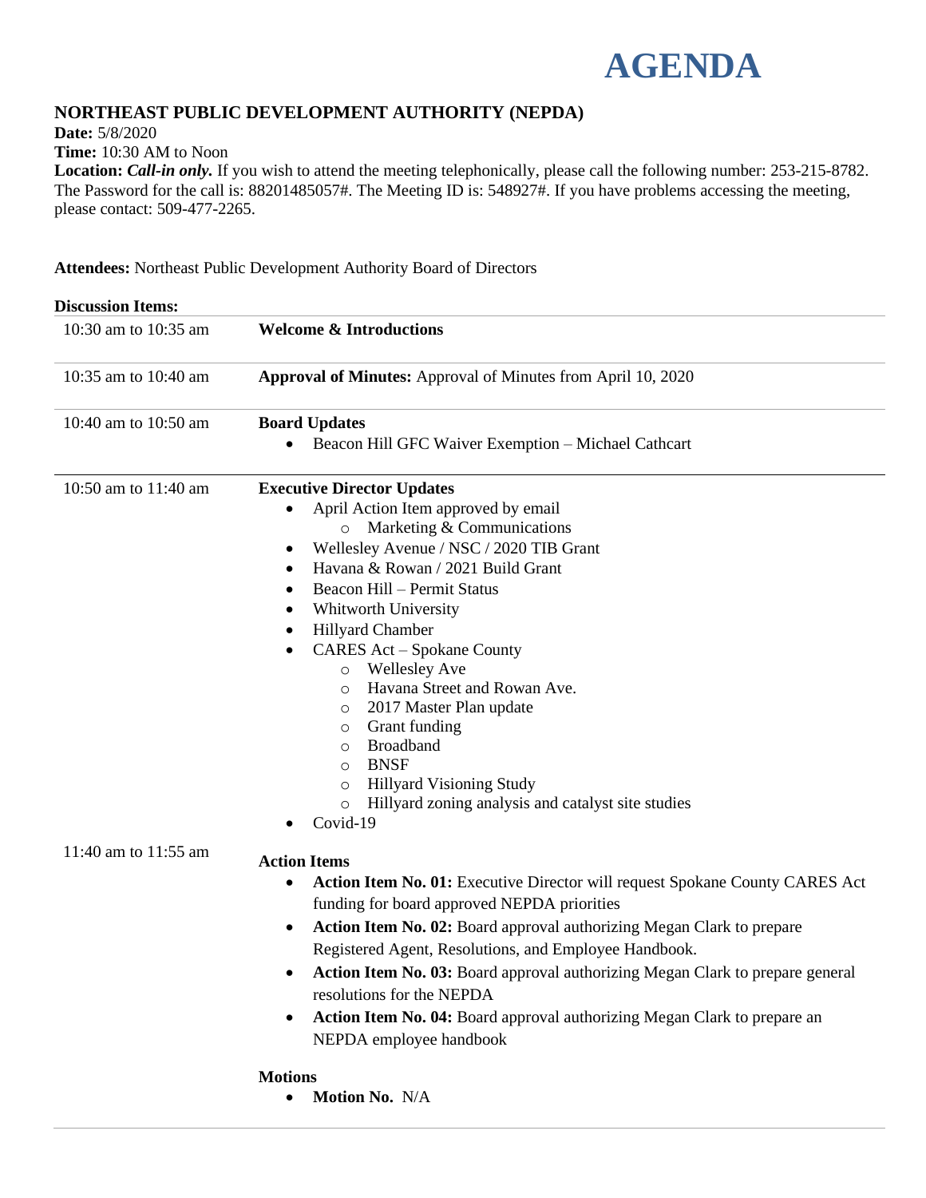# AGENDA

## NORTHEAST PUBLIC DEVELOPMENT AUTHORITY (NEPDA)

**Date:** 5/8/2020

**Time:** 10:30 AM to Noon

**Location:** ***Call-in only.*** If you wish to attend the meeting telephonically, please call the following number: 253-215-8782. The Password for the call is: 88201485057#. The Meeting ID is: 548927#. If you have problems accessing the meeting, please contact: 509-477-2265.

**Attendees:** Northeast Public Development Authority Board of Directors

**Discussion Items:**

| | |
|---|---|
| 10:30 am to 10:35 am | **Welcome & Introductions** |
| 10:35 am to 10:40 am | **Approval of Minutes:** Approval of Minutes from April 10, 2020 |
| 10:40 am to 10:50 am | **Board Updates**<br>• Beacon Hill GFC Waiver Exemption – Michael Cathcart |
| 10:50 am to 11:40 am | **Executive Director Updates**<br>• April Action Item approved by email<br>&nbsp;&nbsp;&nbsp;&nbsp;○ Marketing & Communications<br>• Wellesley Avenue / NSC / 2020 TIB Grant<br>• Havana & Rowan / 2021 Build Grant<br>• Beacon Hill – Permit Status<br>• Whitworth University<br>• Hillyard Chamber<br>• CARES Act – Spokane County<br>&nbsp;&nbsp;&nbsp;&nbsp;○ Wellesley Ave<br>&nbsp;&nbsp;&nbsp;&nbsp;○ Havana Street and Rowan Ave.<br>&nbsp;&nbsp;&nbsp;&nbsp;○ 2017 Master Plan update<br>&nbsp;&nbsp;&nbsp;&nbsp;○ Grant funding<br>&nbsp;&nbsp;&nbsp;&nbsp;○ Broadband<br>&nbsp;&nbsp;&nbsp;&nbsp;○ BNSF<br>&nbsp;&nbsp;&nbsp;&nbsp;○ Hillyard Visioning Study<br>&nbsp;&nbsp;&nbsp;&nbsp;○ Hillyard zoning analysis and catalyst site studies<br>• Covid-19 |
| 11:40 am to 11:55 am | **Action Items**<br>• **Action Item No. 01:** Executive Director will request Spokane County CARES Act funding for board approved NEPDA priorities<br>• **Action Item No. 02:** Board approval authorizing Megan Clark to prepare Registered Agent, Resolutions, and Employee Handbook.<br>• **Action Item No. 03:** Board approval authorizing Megan Clark to prepare general resolutions for the NEPDA<br>• **Action Item No. 04:** Board approval authorizing Megan Clark to prepare an NEPDA employee handbook<br><br>**Motions**<br>• **Motion No.** N/A |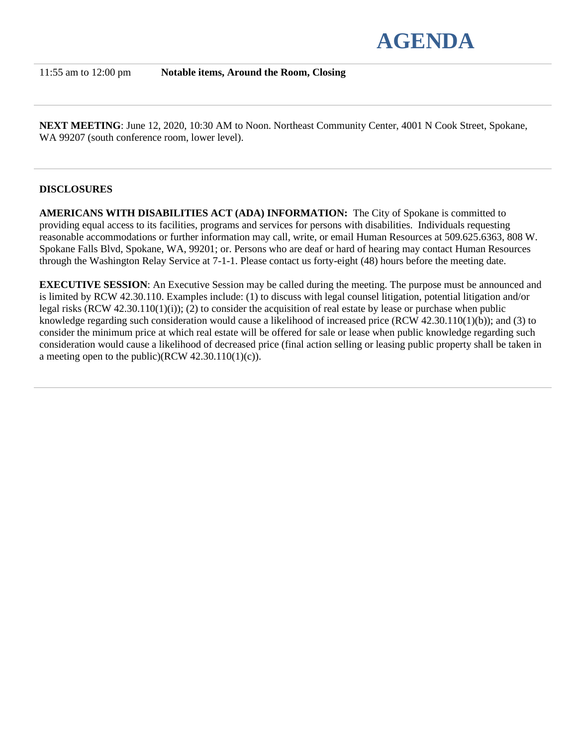# AGENDA

| | |
|---|---|
| 11:55 am to 12:00 pm | **Notable items, Around the Room, Closing** |

**NEXT MEETING**: June 12, 2020, 10:30 AM to Noon. Northeast Community Center, 4001 N Cook Street, Spokane, WA 99207 (south conference room, lower level).

**DISCLOSURES**

**AMERICANS WITH DISABILITIES ACT (ADA) INFORMATION:** The City of Spokane is committed to providing equal access to its facilities, programs and services for persons with disabilities. Individuals requesting reasonable accommodations or further information may call, write, or email Human Resources at 509.625.6363, 808 W. Spokane Falls Blvd, Spokane, WA, 99201; or. Persons who are deaf or hard of hearing may contact Human Resources through the Washington Relay Service at 7-1-1. Please contact us forty-eight (48) hours before the meeting date.

**EXECUTIVE SESSION**: An Executive Session may be called during the meeting. The purpose must be announced and is limited by RCW 42.30.110. Examples include: (1) to discuss with legal counsel litigation, potential litigation and/or legal risks (RCW 42.30.110(1)(i)); (2) to consider the acquisition of real estate by lease or purchase when public knowledge regarding such consideration would cause a likelihood of increased price (RCW 42.30.110(1)(b)); and (3) to consider the minimum price at which real estate will be offered for sale or lease when public knowledge regarding such consideration would cause a likelihood of decreased price (final action selling or leasing public property shall be taken in a meeting open to the public)(RCW 42.30.110(1)(c)).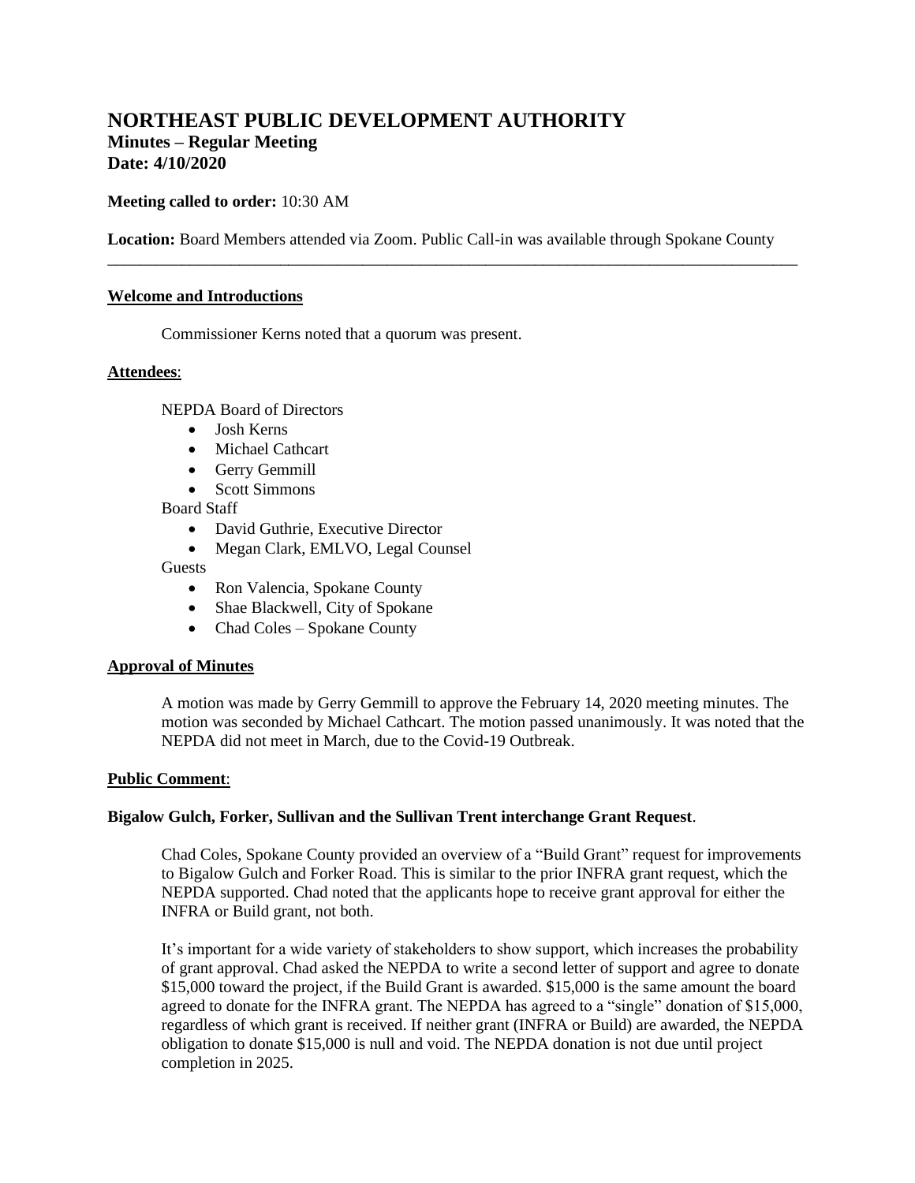# NORTHEAST PUBLIC DEVELOPMENT AUTHORITY

## Minutes – Regular Meeting

## Date: 4/10/2020

**Meeting called to order:** 10:30 AM

**Location:** Board Members attended via Zoom. Public Call-in was available through Spokane County

---

**Welcome and Introductions**

Commissioner Kerns noted that a quorum was present.

**Attendees**:

NEPDA Board of Directors

- Josh Kerns
- Michael Cathcart
- Gerry Gemmill
- Scott Simmons

Board Staff

- David Guthrie, Executive Director
- Megan Clark, EMLVO, Legal Counsel

Guests

- Ron Valencia, Spokane County
- Shae Blackwell, City of Spokane
- Chad Coles – Spokane County

**Approval of Minutes**

A motion was made by Gerry Gemmill to approve the February 14, 2020 meeting minutes. The motion was seconded by Michael Cathcart. The motion passed unanimously. It was noted that the NEPDA did not meet in March, due to the Covid-19 Outbreak.

**Public Comment**:

**Bigalow Gulch, Forker, Sullivan and the Sullivan Trent interchange Grant Request**.

Chad Coles, Spokane County provided an overview of a "Build Grant" request for improvements to Bigalow Gulch and Forker Road. This is similar to the prior INFRA grant request, which the NEPDA supported. Chad noted that the applicants hope to receive grant approval for either the INFRA or Build grant, not both.

It's important for a wide variety of stakeholders to show support, which increases the probability of grant approval. Chad asked the NEPDA to write a second letter of support and agree to donate $15,000 toward the project, if the Build Grant is awarded. $15,000 is the same amount the board agreed to donate for the INFRA grant. The NEPDA has agreed to a "single" donation of $15,000, regardless of which grant is received. If neither grant (INFRA or Build) are awarded, the NEPDA obligation to donate $15,000 is null and void. The NEPDA donation is not due until project completion in 2025.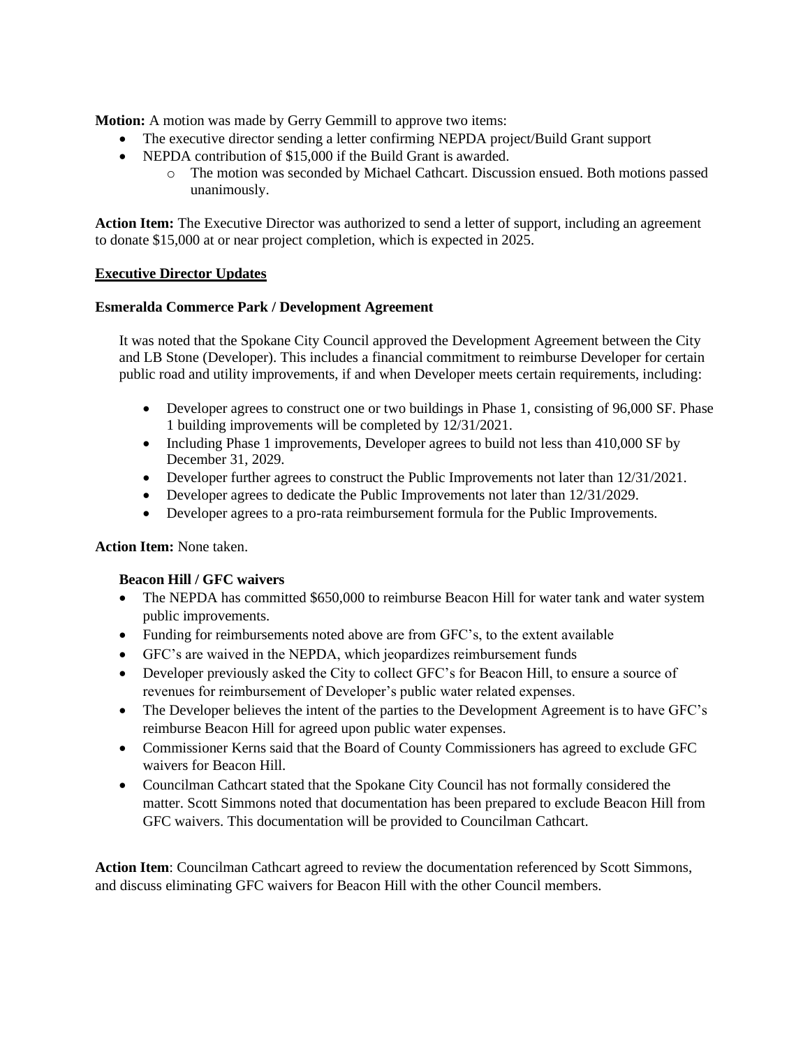**Motion:** A motion was made by Gerry Gemmill to approve two items:

- The executive director sending a letter confirming NEPDA project/Build Grant support
- NEPDA contribution of $15,000 if the Build Grant is awarded.
    - The motion was seconded by Michael Cathcart. Discussion ensued. Both motions passed unanimously.

**Action Item:** The Executive Director was authorized to send a letter of support, including an agreement to donate $15,000 at or near project completion, which is expected in 2025.

## Executive Director Updates

### Esmeralda Commerce Park / Development Agreement

It was noted that the Spokane City Council approved the Development Agreement between the City and LB Stone (Developer). This includes a financial commitment to reimburse Developer for certain public road and utility improvements, if and when Developer meets certain requirements, including:

- Developer agrees to construct one or two buildings in Phase 1, consisting of 96,000 SF. Phase 1 building improvements will be completed by 12/31/2021.
- Including Phase 1 improvements, Developer agrees to build not less than 410,000 SF by December 31, 2029.
- Developer further agrees to construct the Public Improvements not later than 12/31/2021.
- Developer agrees to dedicate the Public Improvements not later than 12/31/2029.
- Developer agrees to a pro-rata reimbursement formula for the Public Improvements.

**Action Item:** None taken.

### Beacon Hill / GFC waivers

- The NEPDA has committed $650,000 to reimburse Beacon Hill for water tank and water system public improvements.
- Funding for reimbursements noted above are from GFC's, to the extent available
- GFC's are waived in the NEPDA, which jeopardizes reimbursement funds
- Developer previously asked the City to collect GFC's for Beacon Hill, to ensure a source of revenues for reimbursement of Developer's public water related expenses.
- The Developer believes the intent of the parties to the Development Agreement is to have GFC's reimburse Beacon Hill for agreed upon public water expenses.
- Commissioner Kerns said that the Board of County Commissioners has agreed to exclude GFC waivers for Beacon Hill.
- Councilman Cathcart stated that the Spokane City Council has not formally considered the matter. Scott Simmons noted that documentation has been prepared to exclude Beacon Hill from GFC waivers. This documentation will be provided to Councilman Cathcart.

**Action Item**: Councilman Cathcart agreed to review the documentation referenced by Scott Simmons, and discuss eliminating GFC waivers for Beacon Hill with the other Council members.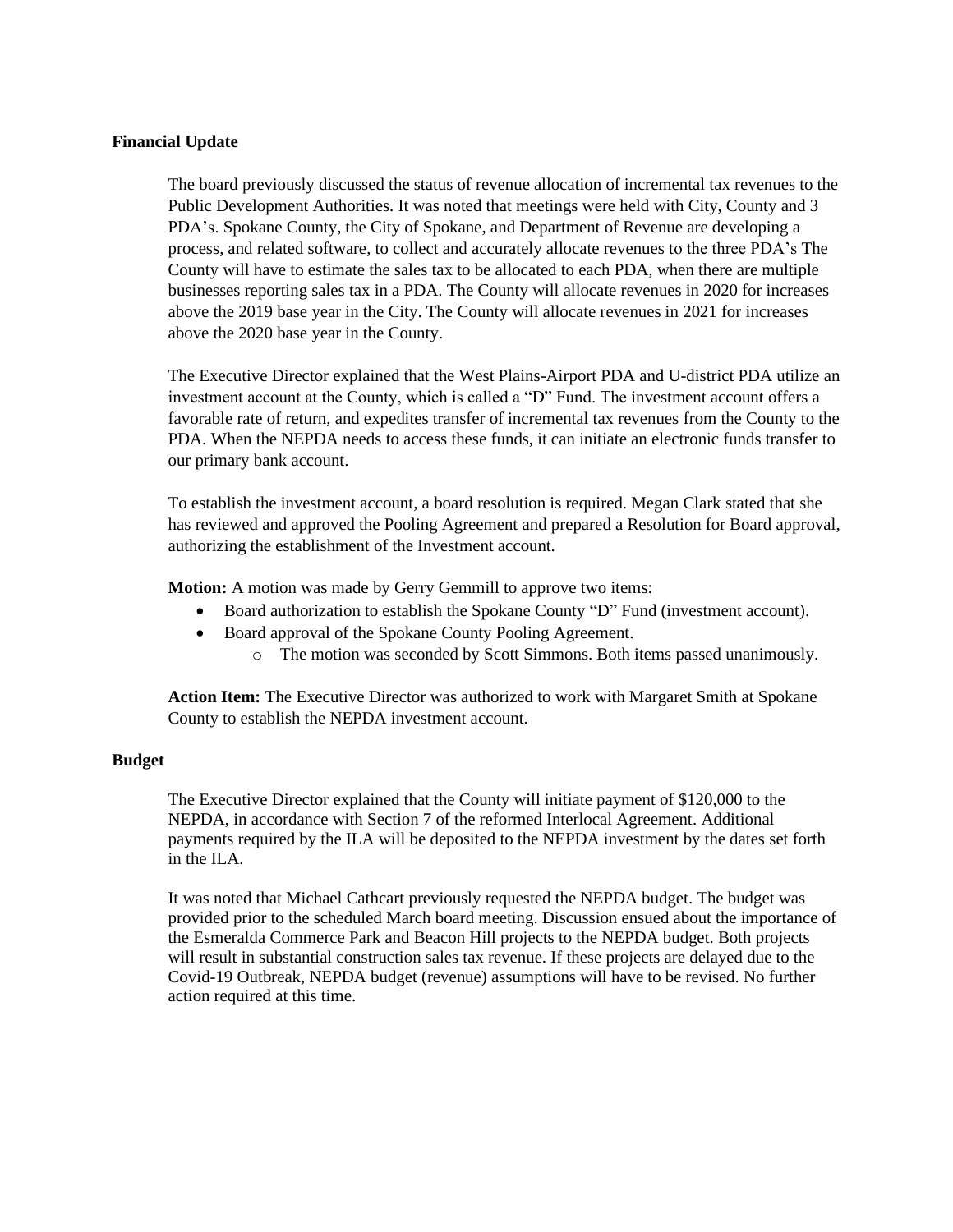**Financial Update**

The board previously discussed the status of revenue allocation of incremental tax revenues to the Public Development Authorities. It was noted that meetings were held with City, County and 3 PDA's. Spokane County, the City of Spokane, and Department of Revenue are developing a process, and related software, to collect and accurately allocate revenues to the three PDA's The County will have to estimate the sales tax to be allocated to each PDA, when there are multiple businesses reporting sales tax in a PDA. The County will allocate revenues in 2020 for increases above the 2019 base year in the City. The County will allocate revenues in 2021 for increases above the 2020 base year in the County.

The Executive Director explained that the West Plains-Airport PDA and U-district PDA utilize an investment account at the County, which is called a "D" Fund. The investment account offers a favorable rate of return, and expedites transfer of incremental tax revenues from the County to the PDA. When the NEPDA needs to access these funds, it can initiate an electronic funds transfer to our primary bank account.

To establish the investment account, a board resolution is required. Megan Clark stated that she has reviewed and approved the Pooling Agreement and prepared a Resolution for Board approval, authorizing the establishment of the Investment account.

**Motion:** A motion was made by Gerry Gemmill to approve two items:

- Board authorization to establish the Spokane County "D" Fund (investment account).
- Board approval of the Spokane County Pooling Agreement.
    - The motion was seconded by Scott Simmons. Both items passed unanimously.

**Action Item:** The Executive Director was authorized to work with Margaret Smith at Spokane County to establish the NEPDA investment account.

**Budget**

The Executive Director explained that the County will initiate payment of $120,000 to the NEPDA, in accordance with Section 7 of the reformed Interlocal Agreement. Additional payments required by the ILA will be deposited to the NEPDA investment by the dates set forth in the ILA.

It was noted that Michael Cathcart previously requested the NEPDA budget. The budget was provided prior to the scheduled March board meeting. Discussion ensued about the importance of the Esmeralda Commerce Park and Beacon Hill projects to the NEPDA budget. Both projects will result in substantial construction sales tax revenue. If these projects are delayed due to the Covid-19 Outbreak, NEPDA budget (revenue) assumptions will have to be revised. No further action required at this time.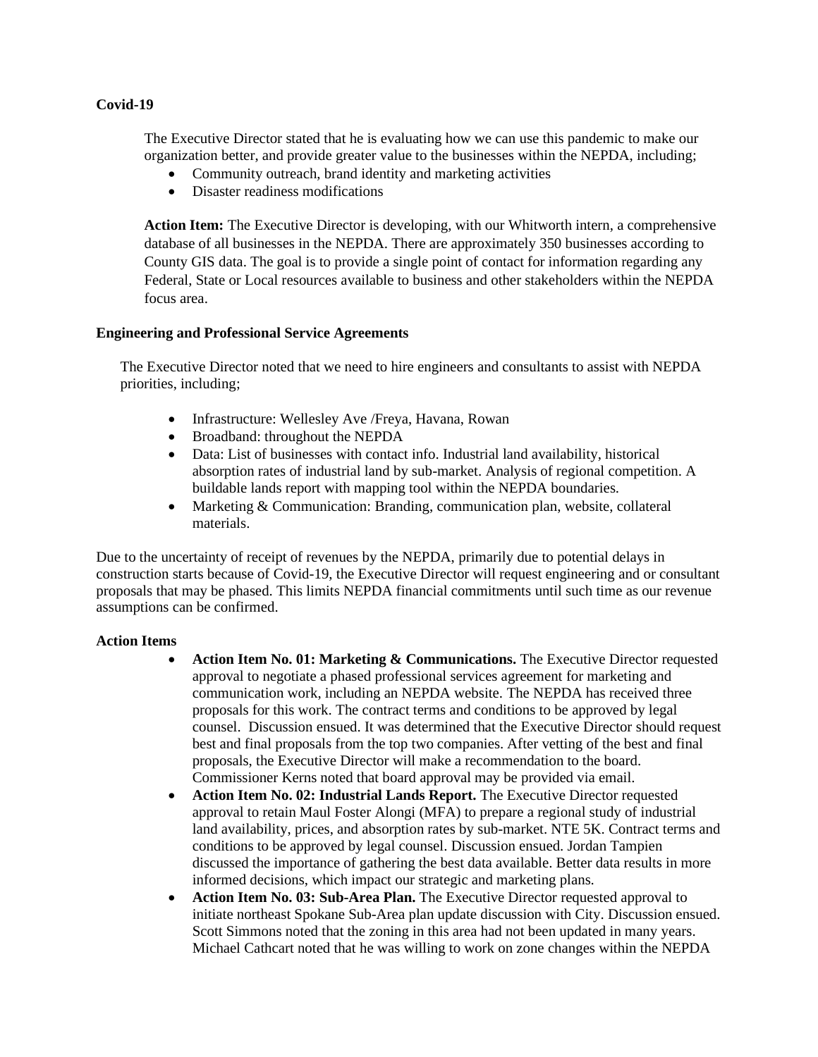**Covid-19**

The Executive Director stated that he is evaluating how we can use this pandemic to make our organization better, and provide greater value to the businesses within the NEPDA, including;

- Community outreach, brand identity and marketing activities
- Disaster readiness modifications

**Action Item:** The Executive Director is developing, with our Whitworth intern, a comprehensive database of all businesses in the NEPDA. There are approximately 350 businesses according to County GIS data. The goal is to provide a single point of contact for information regarding any Federal, State or Local resources available to business and other stakeholders within the NEPDA focus area.

**Engineering and Professional Service Agreements**

The Executive Director noted that we need to hire engineers and consultants to assist with NEPDA priorities, including;

- Infrastructure: Wellesley Ave /Freya, Havana, Rowan
- Broadband: throughout the NEPDA
- Data: List of businesses with contact info. Industrial land availability, historical absorption rates of industrial land by sub-market. Analysis of regional competition. A buildable lands report with mapping tool within the NEPDA boundaries.
- Marketing & Communication: Branding, communication plan, website, collateral materials.

Due to the uncertainty of receipt of revenues by the NEPDA, primarily due to potential delays in construction starts because of Covid-19, the Executive Director will request engineering and or consultant proposals that may be phased. This limits NEPDA financial commitments until such time as our revenue assumptions can be confirmed.

**Action Items**

- **Action Item No. 01: Marketing & Communications.** The Executive Director requested approval to negotiate a phased professional services agreement for marketing and communication work, including an NEPDA website. The NEPDA has received three proposals for this work. The contract terms and conditions to be approved by legal counsel. Discussion ensued. It was determined that the Executive Director should request best and final proposals from the top two companies. After vetting of the best and final proposals, the Executive Director will make a recommendation to the board. Commissioner Kerns noted that board approval may be provided via email.
- **Action Item No. 02: Industrial Lands Report.** The Executive Director requested approval to retain Maul Foster Alongi (MFA) to prepare a regional study of industrial land availability, prices, and absorption rates by sub-market. NTE 5K. Contract terms and conditions to be approved by legal counsel. Discussion ensued. Jordan Tampien discussed the importance of gathering the best data available. Better data results in more informed decisions, which impact our strategic and marketing plans.
- **Action Item No. 03: Sub-Area Plan.** The Executive Director requested approval to initiate northeast Spokane Sub-Area plan update discussion with City. Discussion ensued. Scott Simmons noted that the zoning in this area had not been updated in many years. Michael Cathcart noted that he was willing to work on zone changes within the NEPDA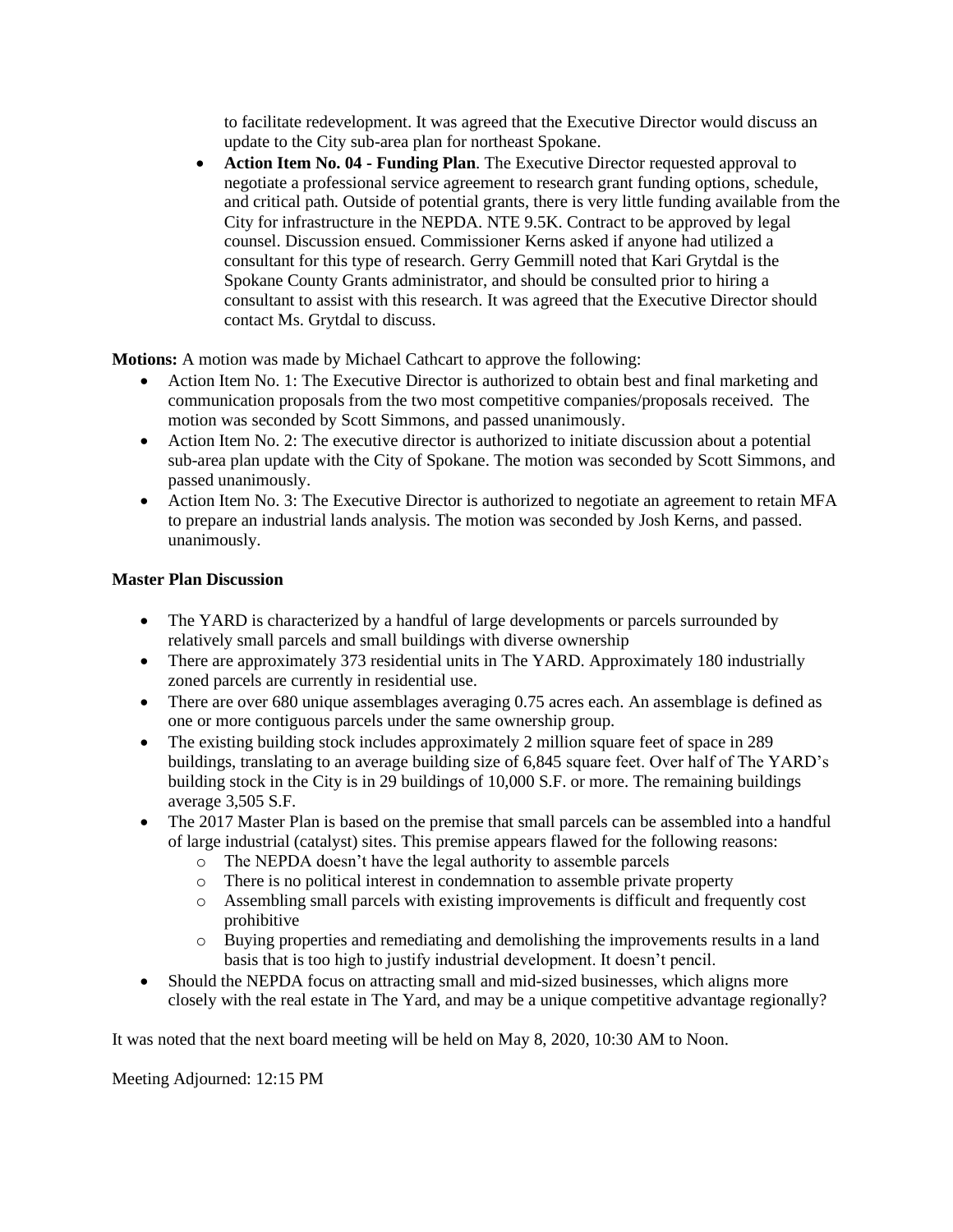to facilitate redevelopment. It was agreed that the Executive Director would discuss an update to the City sub-area plan for northeast Spokane.

- **Action Item No. 04 - Funding Plan**. The Executive Director requested approval to negotiate a professional service agreement to research grant funding options, schedule, and critical path. Outside of potential grants, there is very little funding available from the City for infrastructure in the NEPDA. NTE 9.5K. Contract to be approved by legal counsel. Discussion ensued. Commissioner Kerns asked if anyone had utilized a consultant for this type of research. Gerry Gemmill noted that Kari Grytdal is the Spokane County Grants administrator, and should be consulted prior to hiring a consultant to assist with this research. It was agreed that the Executive Director should contact Ms. Grytdal to discuss.

**Motions:** A motion was made by Michael Cathcart to approve the following:

- Action Item No. 1: The Executive Director is authorized to obtain best and final marketing and communication proposals from the two most competitive companies/proposals received. The motion was seconded by Scott Simmons, and passed unanimously.
- Action Item No. 2: The executive director is authorized to initiate discussion about a potential sub-area plan update with the City of Spokane. The motion was seconded by Scott Simmons, and passed unanimously.
- Action Item No. 3: The Executive Director is authorized to negotiate an agreement to retain MFA to prepare an industrial lands analysis. The motion was seconded by Josh Kerns, and passed. unanimously.

**Master Plan Discussion**

- The YARD is characterized by a handful of large developments or parcels surrounded by relatively small parcels and small buildings with diverse ownership
- There are approximately 373 residential units in The YARD. Approximately 180 industrially zoned parcels are currently in residential use.
- There are over 680 unique assemblages averaging 0.75 acres each. An assemblage is defined as one or more contiguous parcels under the same ownership group.
- The existing building stock includes approximately 2 million square feet of space in 289 buildings, translating to an average building size of 6,845 square feet. Over half of The YARD's building stock in the City is in 29 buildings of 10,000 S.F. or more. The remaining buildings average 3,505 S.F.
- The 2017 Master Plan is based on the premise that small parcels can be assembled into a handful of large industrial (catalyst) sites. This premise appears flawed for the following reasons:
  - The NEPDA doesn't have the legal authority to assemble parcels
  - There is no political interest in condemnation to assemble private property
  - Assembling small parcels with existing improvements is difficult and frequently cost prohibitive
  - Buying properties and remediating and demolishing the improvements results in a land basis that is too high to justify industrial development. It doesn't pencil.
- Should the NEPDA focus on attracting small and mid-sized businesses, which aligns more closely with the real estate in The Yard, and may be a unique competitive advantage regionally?

It was noted that the next board meeting will be held on May 8, 2020, 10:30 AM to Noon.

Meeting Adjourned: 12:15 PM